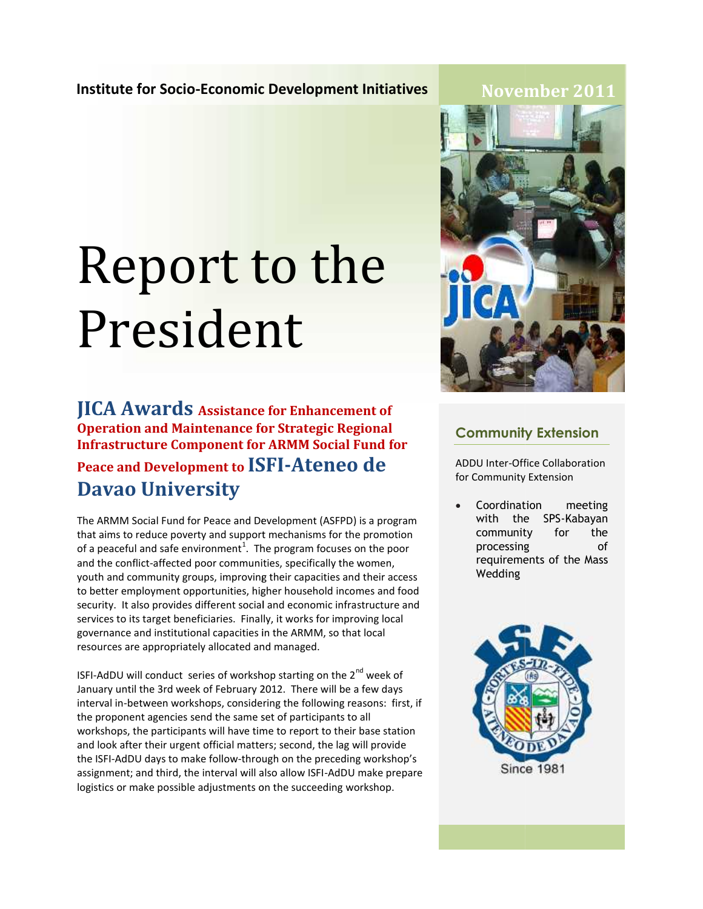**Institute for Socio-Economic Development Initiatives**

**November 2011**

# Report to the President

## JICA Awards Assistance for Enhancement of Operation and Maintenance for Strategic Regional Infrastructure Component for ARMM Social Fund for Peace and Development to ISFI-Ateneo de Davao University

The ARMM Social Fund for Peace and Development (ASFPD) is a program that aims to reduce poverty and support mechanisms for the promotion of a peaceful and safe environment[1]. The program focuses on the poor and the conflict-affected poor communities, specifically the women, youth and community groups, improving their capacities and their access to better employment opportunities, higher household incomes and food security. It also provides different social and economic infrastructure and services to its target beneficiaries. Finally, it works for improving local governance and institutional capacities in the ARMM, so that local resources are appropriately allocated and managed.

ISFI-AdDU will conduct series of workshop starting on the 2nd week of January until the 3rd week of February 2012. There will be a few days interval in-between workshops, considering the following reasons: first, if the proponent agencies send the same set of participants to all workshops, the participants will have time to report to their base station and look after their urgent official matters; second, the lag will provide the ISFI-AdDU days to make follow-through on the preceding workshop's assignment; and third, the interval will also allow ISFI-AdDU make prepare logistics or make possible adjustments on the succeeding workshop.

### Community Extension

ADDU Inter-Office Collaboration for Community Extension

- Coordination meeting with the SPS-Kabayan community for the processing of requirements of the Mass Wedding

Since 1981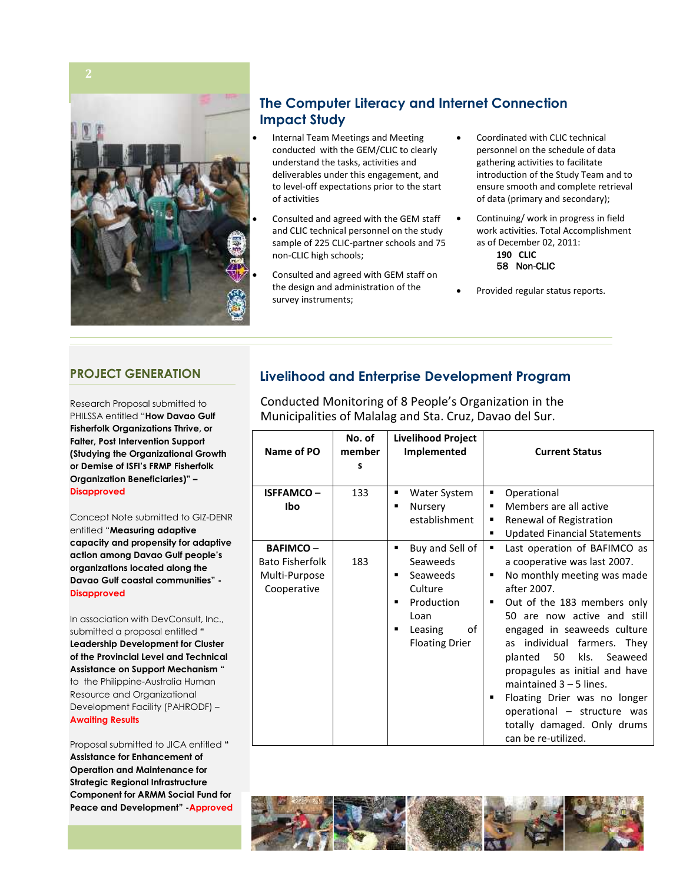## The Computer Literacy and Internet Connection Impact Study

- Internal Team Meetings and Meeting conducted with the GEM/CLIC to clearly understand the tasks, activities and deliverables under this engagement, and to level-off expectations prior to the start of activities
- Consulted and agreed with the GEM staff and CLIC technical personnel on the study sample of 225 CLIC-partner schools and 75 non-CLIC high schools;
- Consulted and agreed with GEM staff on the design and administration of the survey instruments;
- Coordinated with CLIC technical personnel on the schedule of data gathering activities to facilitate introduction of the Study Team and to ensure smooth and complete retrieval of data (primary and secondary);
- Continuing/ work in progress in field work activities. Total Accomplishment as of December 02, 2011:
  **190 CLIC**
  **58 Non-CLIC**
- Provided regular status reports.

## PROJECT GENERATION

Research Proposal submitted to PHILSSA entitled "**How Davao Gulf Fisherfolk Organizations Thrive, or Falter, Post Intervention Support (Studying the Organizational Growth or Demise of ISFI's FRMP Fisherfolk Organization Beneficiaries)" – Disapproved**

Concept Note submitted to GIZ-DENR entitled "**Measuring adaptive capacity and propensity for adaptive action among Davao Gulf people's organizations located along the Davao Gulf coastal communities" - Disapproved**

In association with DevConsult, Inc., submitted a proposal entitled "**Leadership Development for Cluster of the Provincial Level and Technical Assistance on Support Mechanism** " to the Philippine-Australia Human Resource and Organizational Development Facility (PAHRODF) – **Awaiting Results**

Proposal submitted to JICA entitled "**Assistance for Enhancement of Operation and Maintenance for Strategic Regional Infrastructure Component for ARMM Social Fund for Peace and Development" -Approved**

## Livelihood and Enterprise Development Program

Conducted Monitoring of 8 People's Organization in the Municipalities of Malalag and Sta. Cruz, Davao del Sur.

| Name of PO | No. of members | Livelihood Project Implemented | Current Status |
|---|---|---|---|
| **ISFFAMCO – Ibo** | 133 | ▪ Water System<br>▪ Nursery establishment | ▪ Operational<br>▪ Members are all active<br>▪ Renewal of Registration<br>▪ Updated Financial Statements |
| **BAFIMCO** – Bato Fisherfolk Multi-Purpose Cooperative | 183 | ▪ Buy and Sell of Seaweeds<br>▪ Seaweeds Culture<br>▪ Production Loan<br>▪ Leasing of Floating Drier | ▪ Last operation of BAFIMCO as a cooperative was last 2007.<br>▪ No monthly meeting was made after 2007.<br>▪ Out of the 183 members only 50 are now active and still engaged in seaweeds culture as individual farmers. They planted 50 kls. Seaweed propagules as initial and have maintained 3 – 5 lines.<br>▪ Floating Drier was no longer operational – structure was totally damaged. Only drums can be re-utilized. |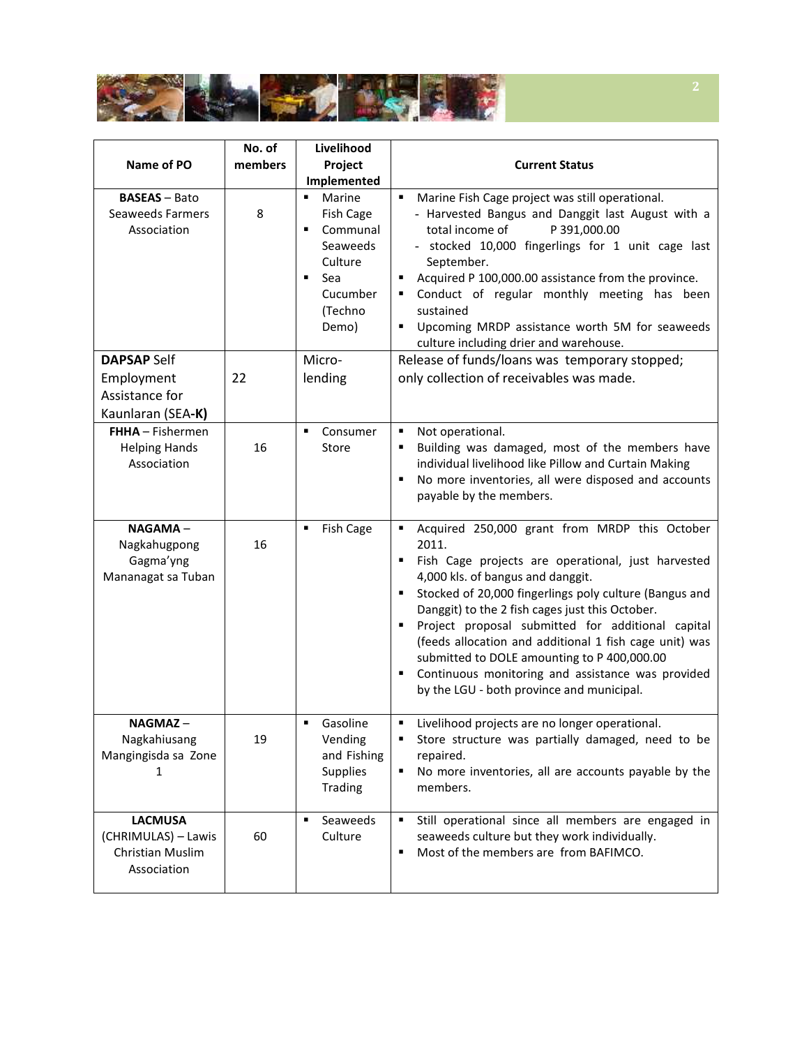| Name of PO | No. of members | Livelihood Project Implemented | Current Status |
|---|---|---|---|
| **BASEAS** – Bato Seaweeds Farmers Association | 8 | ▪ Marine Fish Cage<br>▪ Communal Seaweeds Culture<br>▪ Sea Cucumber (Techno Demo) | ▪ Marine Fish Cage project was still operational.<br>- Harvested Bangus and Danggit last August with a total income of P 391,000.00<br>- stocked 10,000 fingerlings for 1 unit cage last September.<br>▪ Acquired P 100,000.00 assistance from the province.<br>▪ Conduct of regular monthly meeting has been sustained<br>▪ Upcoming MRDP assistance worth 5M for seaweeds culture including drier and warehouse. |
| **DAPSAP** Self Employment Assistance for Kaunlaran (SEA-**K**) | 22 | Micro-lending | Release of funds/loans was temporary stopped; only collection of receivables was made. |
| **FHHA** – Fishermen Helping Hands Association | 16 | ▪ Consumer Store | ▪ Not operational.<br>▪ Building was damaged, most of the members have individual livelihood like Pillow and Curtain Making<br>▪ No more inventories, all were disposed and accounts payable by the members. |
| **NAGAMA** – Nagkahugpong Gagma'yng Mananagat sa Tuban | 16 | ▪ Fish Cage | ▪ Acquired 250,000 grant from MRDP this October 2011.<br>▪ Fish Cage projects are operational, just harvested 4,000 kls. of bangus and danggit.<br>▪ Stocked of 20,000 fingerlings poly culture (Bangus and Danggit) to the 2 fish cages just this October.<br>▪ Project proposal submitted for additional capital (feeds allocation and additional 1 fish cage unit) was submitted to DOLE amounting to P 400,000.00<br>▪ Continuous monitoring and assistance was provided by the LGU - both province and municipal. |
| **NAGMAZ** – Nagkahiusang Mangingisda sa Zone 1 | 19 | ▪ Gasoline Vending and Fishing Supplies Trading | ▪ Livelihood projects are no longer operational.<br>▪ Store structure was partially damaged, need to be repaired.<br>▪ No more inventories, all are accounts payable by the members. |
| **LACMUSA** (CHRIMULAS) – Lawis Christian Muslim Association | 60 | ▪ Seaweeds Culture | ▪ Still operational since all members are engaged in seaweeds culture but they work individually.<br>▪ Most of the members are from BAFIMCO. |